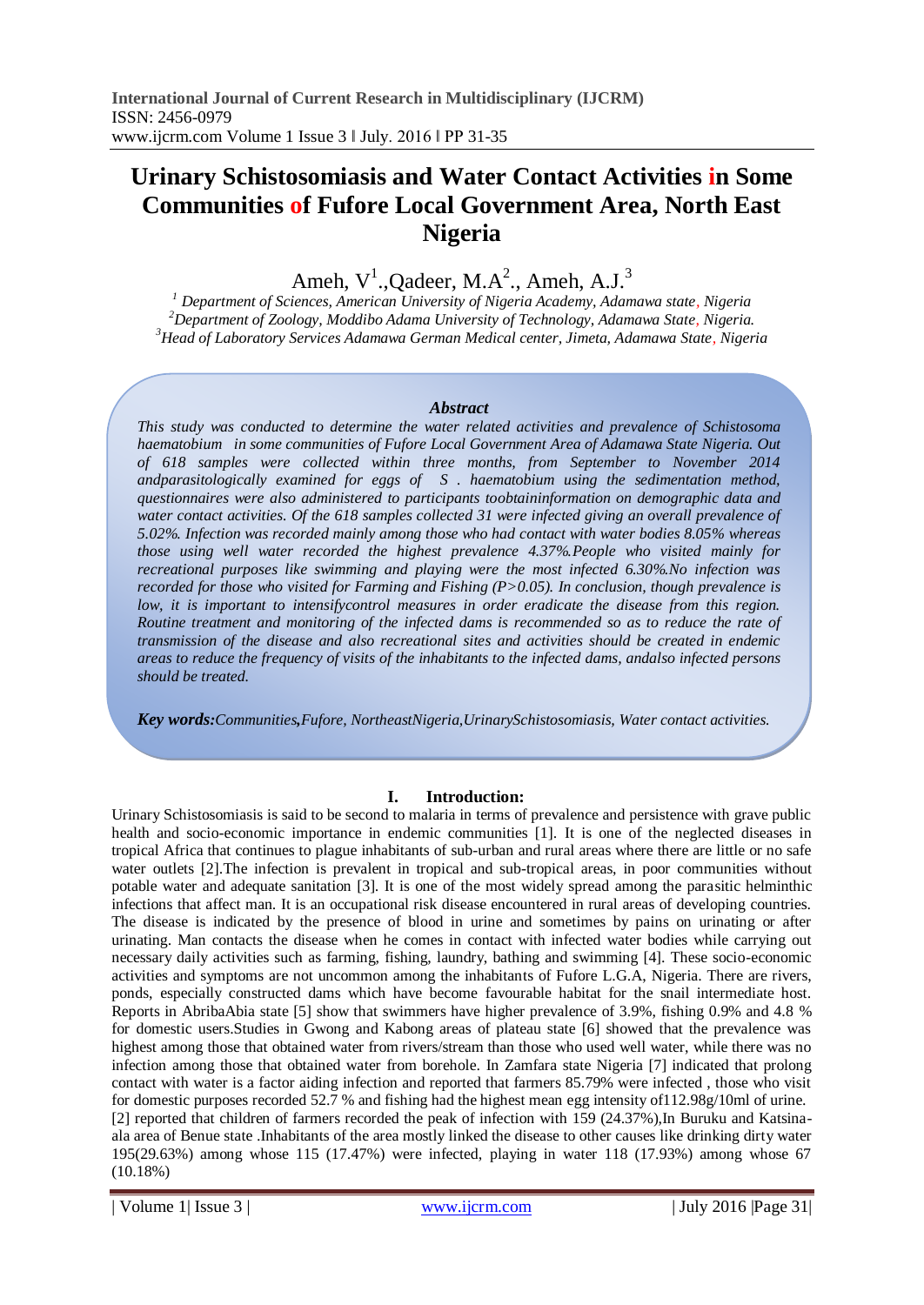# Urinary Schistosomiasis and Water Contact Activities in Some Communities of Fufore Local Government Area, North East Nigeria

Ameh, V[1]., Qadeer, M.A[2]., Ameh, A.J.[3]

[1] *Department of Sciences, American University of Nigeria Academy, Adamawa state, Nigeria*
[2] *Department of Zoology, Moddibo Adama University of Technology, Adamawa State, Nigeria.*
[3] *Head of Laboratory Services Adamawa German Medical center, Jimeta, Adamawa State, Nigeria*

### *Abstract*

*This study was conducted to determine the water related activities and prevalence of Schistosoma haematobium in some communities of Fufore Local Government Area of Adamawa State Nigeria. Out of 618 samples were collected within three months, from September to November 2014 andparasitologically examined for eggs of S . haematobium using the sedimentation method, questionnaires were also administered to participants toobtaininformation on demographic data and water contact activities. Of the 618 samples collected 31 were infected giving an overall prevalence of 5.02%. Infection was recorded mainly among those who had contact with water bodies 8.05% whereas those using well water recorded the highest prevalence 4.37%.People who visited mainly for recreational purposes like swimming and playing were the most infected 6.30%.No infection was recorded for those who visited for Farming and Fishing (P>0.05). In conclusion, though prevalence is low, it is important to intensifycontrol measures in order eradicate the disease from this region. Routine treatment and monitoring of the infected dams is recommended so as to reduce the rate of transmission of the disease and also recreational sites and activities should be created in endemic areas to reduce the frequency of visits of the inhabitants to the infected dams, andalso infected persons should be treated.*

***Key words:****Communities,Fufore, NortheastNigeria,UrinarySchistosomiasis, Water contact activities.*

## I. Introduction:

Urinary Schistosomiasis is said to be second to malaria in terms of prevalence and persistence with grave public health and socio-economic importance in endemic communities [1]. It is one of the neglected diseases in tropical Africa that continues to plague inhabitants of sub-urban and rural areas where there are little or no safe water outlets [2].The infection is prevalent in tropical and sub-tropical areas, in poor communities without potable water and adequate sanitation [3]. It is one of the most widely spread among the parasitic helminthic infections that affect man. It is an occupational risk disease encountered in rural areas of developing countries. The disease is indicated by the presence of blood in urine and sometimes by pains on urinating or after urinating. Man contacts the disease when he comes in contact with infected water bodies while carrying out necessary daily activities such as farming, fishing, laundry, bathing and swimming [4]. These socio-economic activities and symptoms are not uncommon among the inhabitants of Fufore L.G.A, Nigeria. There are rivers, ponds, especially constructed dams which have become favourable habitat for the snail intermediate host. Reports in AbribaAbia state [5] show that swimmers have higher prevalence of 3.9%, fishing 0.9% and 4.8 % for domestic users.Studies in Gwong and Kabong areas of plateau state [6] showed that the prevalence was highest among those that obtained water from rivers/stream than those who used well water, while there was no infection among those that obtained water from borehole. In Zamfara state Nigeria [7] indicated that prolong contact with water is a factor aiding infection and reported that farmers 85.79% were infected , those who visit for domestic purposes recorded 52.7 % and fishing had the highest mean egg intensity of112.98g/10ml of urine. [2] reported that children of farmers recorded the peak of infection with 159 (24.37%),In Buruku and Katsina-ala area of Benue state .Inhabitants of the area mostly linked the disease to other causes like drinking dirty water 195(29.63%) among whose 115 (17.47%) were infected, playing in water 118 (17.93%) among whose 67 (10.18%)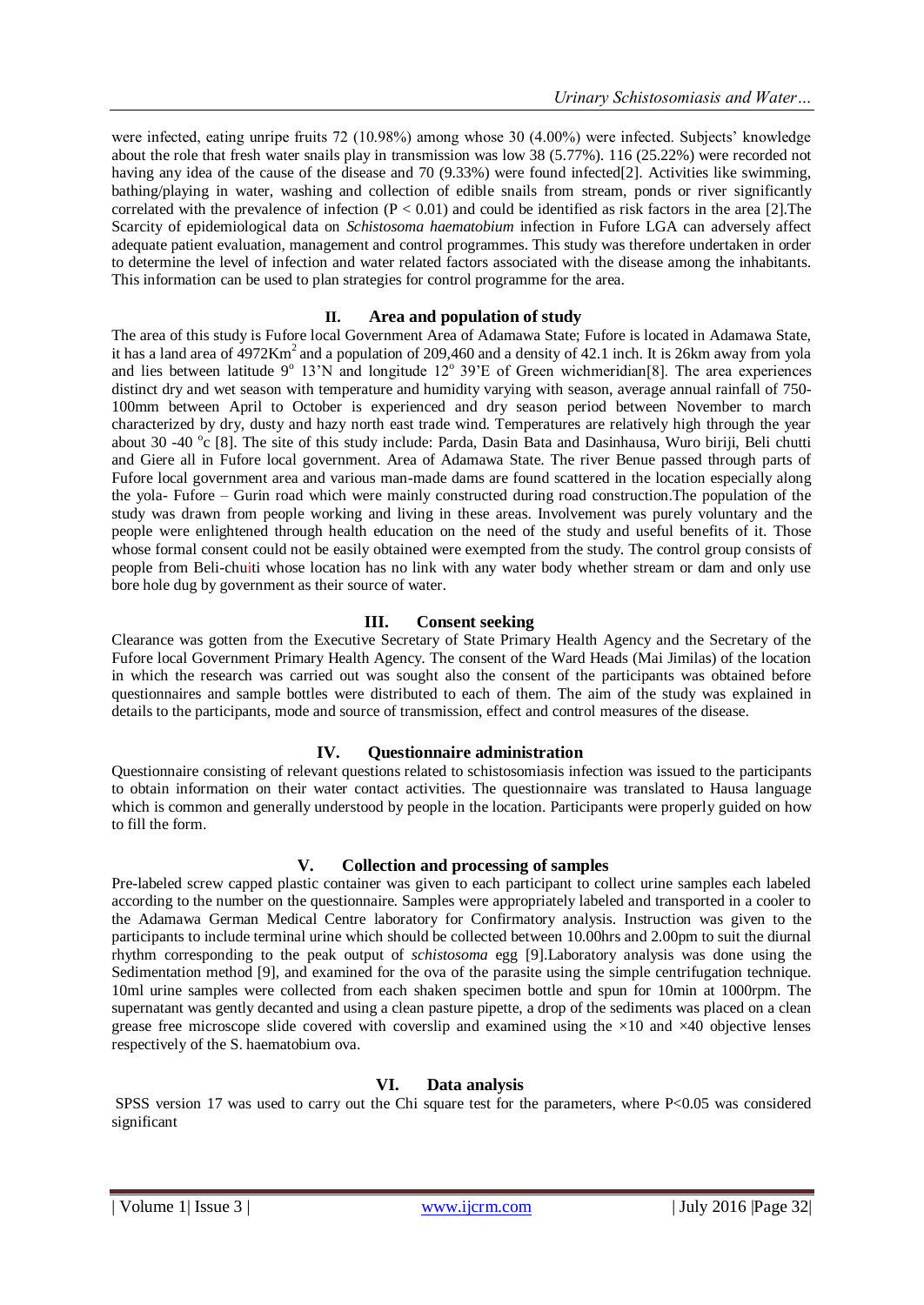were infected, eating unripe fruits 72 (10.98%) among whose 30 (4.00%) were infected. Subjects' knowledge about the role that fresh water snails play in transmission was low 38 (5.77%). 116 (25.22%) were recorded not having any idea of the cause of the disease and 70 (9.33%) were found infected[2]. Activities like swimming, bathing/playing in water, washing and collection of edible snails from stream, ponds or river significantly correlated with the prevalence of infection ($P < 0.01$) and could be identified as risk factors in the area [2].The Scarcity of epidemiological data on *Schistosoma haematobium* infection in Fufore LGA can adversely affect adequate patient evaluation, management and control programmes. This study was therefore undertaken in order to determine the level of infection and water related factors associated with the disease among the inhabitants. This information can be used to plan strategies for control programme for the area.

## II. Area and population of study

The area of this study is Fufore local Government Area of Adamawa State; Fufore is located in Adamawa State, it has a land area of 4972Km$^2$ and a population of 209,460 and a density of 42.1 inch. It is 26km away from yola and lies between latitude 9$^o$ 13'N and longitude 12$^o$ 39'E of Green wichmeridian[8]. The area experiences distinct dry and wet season with temperature and humidity varying with season, average annual rainfall of 750-100mm between April to October is experienced and dry season period between November to march characterized by dry, dusty and hazy north east trade wind. Temperatures are relatively high through the year about 30 -40 $^o$c [8]. The site of this study include: Parda, Dasin Bata and Dasinhausa, Wuro biriji, Beli chutti and Giere all in Fufore local government. Area of Adamawa State. The river Benue passed through parts of Fufore local government area and various man-made dams are found scattered in the location especially along the yola- Fufore – Gurin road which were mainly constructed during road construction.The population of the study was drawn from people working and living in these areas. Involvement was purely voluntary and the people were enlightened through health education on the need of the study and useful benefits of it. Those whose formal consent could not be easily obtained were exempted from the study. The control group consists of people from Beli-chuiti whose location has no link with any water body whether stream or dam and only use bore hole dug by government as their source of water.

## III. Consent seeking

Clearance was gotten from the Executive Secretary of State Primary Health Agency and the Secretary of the Fufore local Government Primary Health Agency. The consent of the Ward Heads (Mai Jimilas) of the location in which the research was carried out was sought also the consent of the participants was obtained before questionnaires and sample bottles were distributed to each of them. The aim of the study was explained in details to the participants, mode and source of transmission, effect and control measures of the disease.

## IV. Questionnaire administration

Questionnaire consisting of relevant questions related to schistosomiasis infection was issued to the participants to obtain information on their water contact activities. The questionnaire was translated to Hausa language which is common and generally understood by people in the location. Participants were properly guided on how to fill the form.

## V. Collection and processing of samples

Pre-labeled screw capped plastic container was given to each participant to collect urine samples each labeled according to the number on the questionnaire. Samples were appropriately labeled and transported in a cooler to the Adamawa German Medical Centre laboratory for Confirmatory analysis. Instruction was given to the participants to include terminal urine which should be collected between 10.00hrs and 2.00pm to suit the diurnal rhythm corresponding to the peak output of *schistosoma* egg [9].Laboratory analysis was done using the Sedimentation method [9], and examined for the ova of the parasite using the simple centrifugation technique. 10ml urine samples were collected from each shaken specimen bottle and spun for 10min at 1000rpm. The supernatant was gently decanted and using a clean pasture pipette, a drop of the sediments was placed on a clean grease free microscope slide covered with coverslip and examined using the $\times10$ and $\times40$ objective lenses respectively of the S. haematobium ova.

## VI. Data analysis

SPSS version 17 was used to carry out the Chi square test for the parameters, where $P<0.05$ was considered significant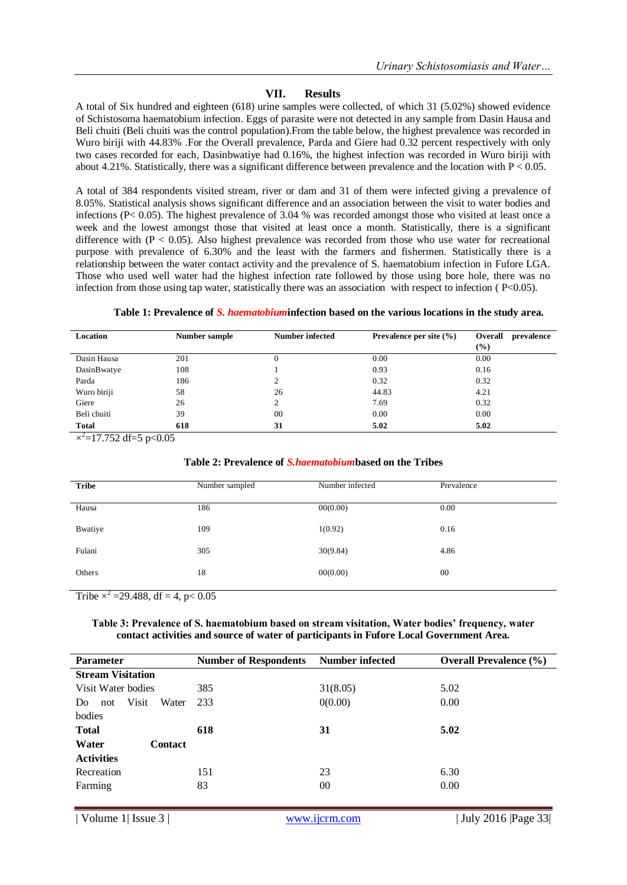## VII. Results

A total of Six hundred and eighteen (618) urine samples were collected, of which 31 (5.02%) showed evidence of Schistosoma haematobium infection. Eggs of parasite were not detected in any sample from Dasin Hausa and Beli chuiti (Beli chuiti was the control population).From the table below, the highest prevalence was recorded in Wuro biriji with 44.83% .For the Overall prevalence, Parda and Giere had 0.32 percent respectively with only two cases recorded for each, Dasinbwatiye had 0.16%, the highest infection was recorded in Wuro biriji with about 4.21%. Statistically, there was a significant difference between prevalence and the location with $P < 0.05$.

A total of 384 respondents visited stream, river or dam and 31 of them were infected giving a prevalence of 8.05%. Statistical analysis shows significant difference and an association between the visit to water bodies and infections ($P< 0.05$). The highest prevalence of 3.04 % was recorded amongst those who visited at least once a week and the lowest amongst those that visited at least once a month. Statistically, there is a significant difference with ($P < 0.05$). Also highest prevalence was recorded from those who use water for recreational purpose with prevalence of 6.30% and the least with the farmers and fishermen. Statistically there is a relationship between the water contact activity and the prevalence of S. haematobium infection in Fufore LGA. Those who used well water had the highest infection rate followed by those using bore hole, there was no infection from those using tap water, statistically there was an association with respect to infection ( $P<0.05$).

**Table 1: Prevalence of *S. haematobium*infection based on the various locations in the study area.**

| Location | Number sample | Number infected | Prevalence per site (%) | Overall prevalence (%) |
|---|---|---|---|---|
| Dasin Hausa | 201 | 0 | 0.00 | 0.00 |
| DasinBwatye | 108 | 1 | 0.93 | 0.16 |
| Parda | 186 | 2 | 0.32 | 0.32 |
| Wuro biriji | 58 | 26 | 44.83 | 4.21 |
| Giere | 26 | 2 | 7.69 | 0.32 |
| Beli chuiti | 39 | 00 | 0.00 | 0.00 |
| **Total** | **618** | **31** | **5.02** | **5.02** |

$\times^2$=17.752 df=5 $p<0.05$

**Table 2: Prevalence of *S.haematobium*based on the Tribes**

| Tribe | Number sampled | Number infected | Prevalence |
|---|---|---|---|
| Hausa | 186 | 00(0.00) | 0.00 |
| Bwatiye | 109 | 1(0.92) | 0.16 |
| Fulani | 305 | 30(9.84) | 4.86 |
| Others | 18 | 00(0.00) | 00 |

Tribe $\times^2$ =29.488, df = 4, $p< 0.05$

**Table 3: Prevalence of S. haematobium based on stream visitation, Water bodies' frequency, water contact activities and source of water of participants in Fufore Local Government Area.**

| Parameter | Number of Respondents | Number infected | Overall Prevalence (%) |
|---|---|---|---|
| **Stream Visitation** | | | |
| Visit Water bodies | 385 | 31(8.05) | 5.02 |
| Do not Visit Water bodies | 233 | 0(0.00) | 0.00 |
| **Total** | **618** | **31** | **5.02** |
| **Water Contact Activities** | | | |
| Recreation | 151 | 23 | 6.30 |
| Farming | 83 | 00 | 0.00 |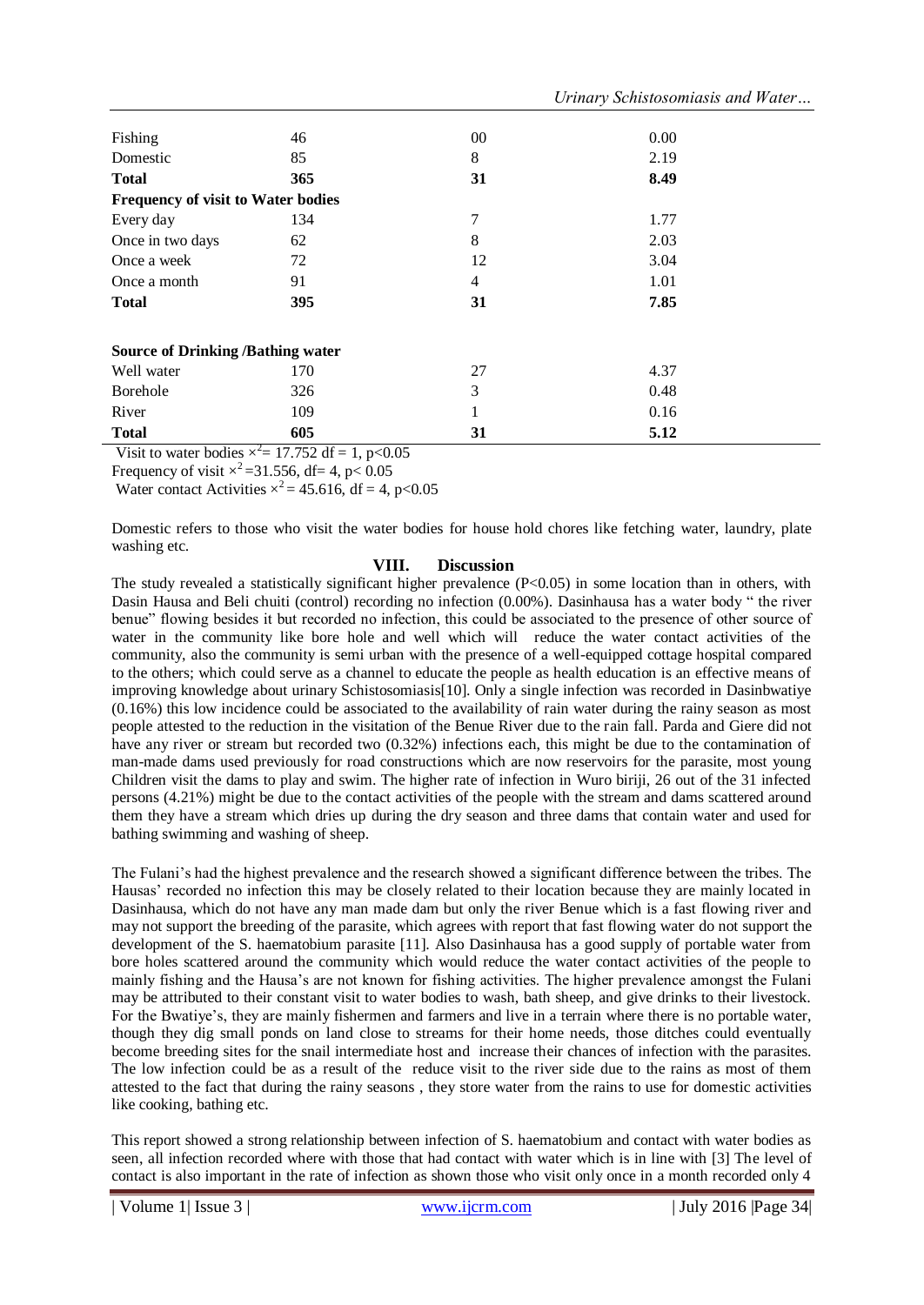| | | | |
|---|---|---|---|
| Fishing | 46 | 00 | 0.00 |
| Domestic | 85 | 8 | 2.19 |
| **Total** | **365** | **31** | **8.49** |
| **Frequency of visit to Water bodies** | | | |
| Every day | 134 | 7 | 1.77 |
| Once in two days | 62 | 8 | 2.03 |
| Once a week | 72 | 12 | 3.04 |
| Once a month | 91 | 4 | 1.01 |
| **Total** | **395** | **31** | **7.85** |
| **Source of Drinking /Bathing water** | | | |
| Well water | 170 | 27 | 4.37 |
| Borehole | 326 | 3 | 0.48 |
| River | 109 | 1 | 0.16 |
| **Total** | **605** | **31** | **5.12** |

Visit to water bodies $\times^2$= 17.752 df = 1, $p<0.05$
Frequency of visit $\times^2$=31.556, df= 4, $p< 0.05$
Water contact Activities $\times^2$ = 45.616, df = 4, $p<0.05$

Domestic refers to those who visit the water bodies for house hold chores like fetching water, laundry, plate washing etc.

## VIII. Discussion

The study revealed a statistically significant higher prevalence ($P<0.05$) in some location than in others, with Dasin Hausa and Beli chuiti (control) recording no infection (0.00%). Dasinhausa has a water body " the river benue" flowing besides it but recorded no infection, this could be associated to the presence of other source of water in the community like bore hole and well which will reduce the water contact activities of the community, also the community is semi urban with the presence of a well-equipped cottage hospital compared to the others; which could serve as a channel to educate the people as health education is an effective means of improving knowledge about urinary Schistosomiasis[10]. Only a single infection was recorded in Dasinbwatiye (0.16%) this low incidence could be associated to the availability of rain water during the rainy season as most people attested to the reduction in the visitation of the Benue River due to the rain fall. Parda and Giere did not have any river or stream but recorded two (0.32%) infections each, this might be due to the contamination of man-made dams used previously for road constructions which are now reservoirs for the parasite, most young Children visit the dams to play and swim. The higher rate of infection in Wuro biriji, 26 out of the 31 infected persons (4.21%) might be due to the contact activities of the people with the stream and dams scattered around them they have a stream which dries up during the dry season and three dams that contain water and used for bathing swimming and washing of sheep.

The Fulani's had the highest prevalence and the research showed a significant difference between the tribes. The Hausas' recorded no infection this may be closely related to their location because they are mainly located in Dasinhausa, which do not have any man made dam but only the river Benue which is a fast flowing river and may not support the breeding of the parasite, which agrees with report that fast flowing water do not support the development of the S. haematobium parasite [11]. Also Dasinhausa has a good supply of portable water from bore holes scattered around the community which would reduce the water contact activities of the people to mainly fishing and the Hausa's are not known for fishing activities. The higher prevalence amongst the Fulani may be attributed to their constant visit to water bodies to wash, bath sheep, and give drinks to their livestock. For the Bwatiye's, they are mainly fishermen and farmers and live in a terrain where there is no portable water, though they dig small ponds on land close to streams for their home needs, those ditches could eventually become breeding sites for the snail intermediate host and increase their chances of infection with the parasites. The low infection could be as a result of the reduce visit to the river side due to the rains as most of them attested to the fact that during the rainy seasons , they store water from the rains to use for domestic activities like cooking, bathing etc.

This report showed a strong relationship between infection of S. haematobium and contact with water bodies as seen, all infection recorded where with those that had contact with water which is in line with [3] The level of contact is also important in the rate of infection as shown those who visit only once in a month recorded only 4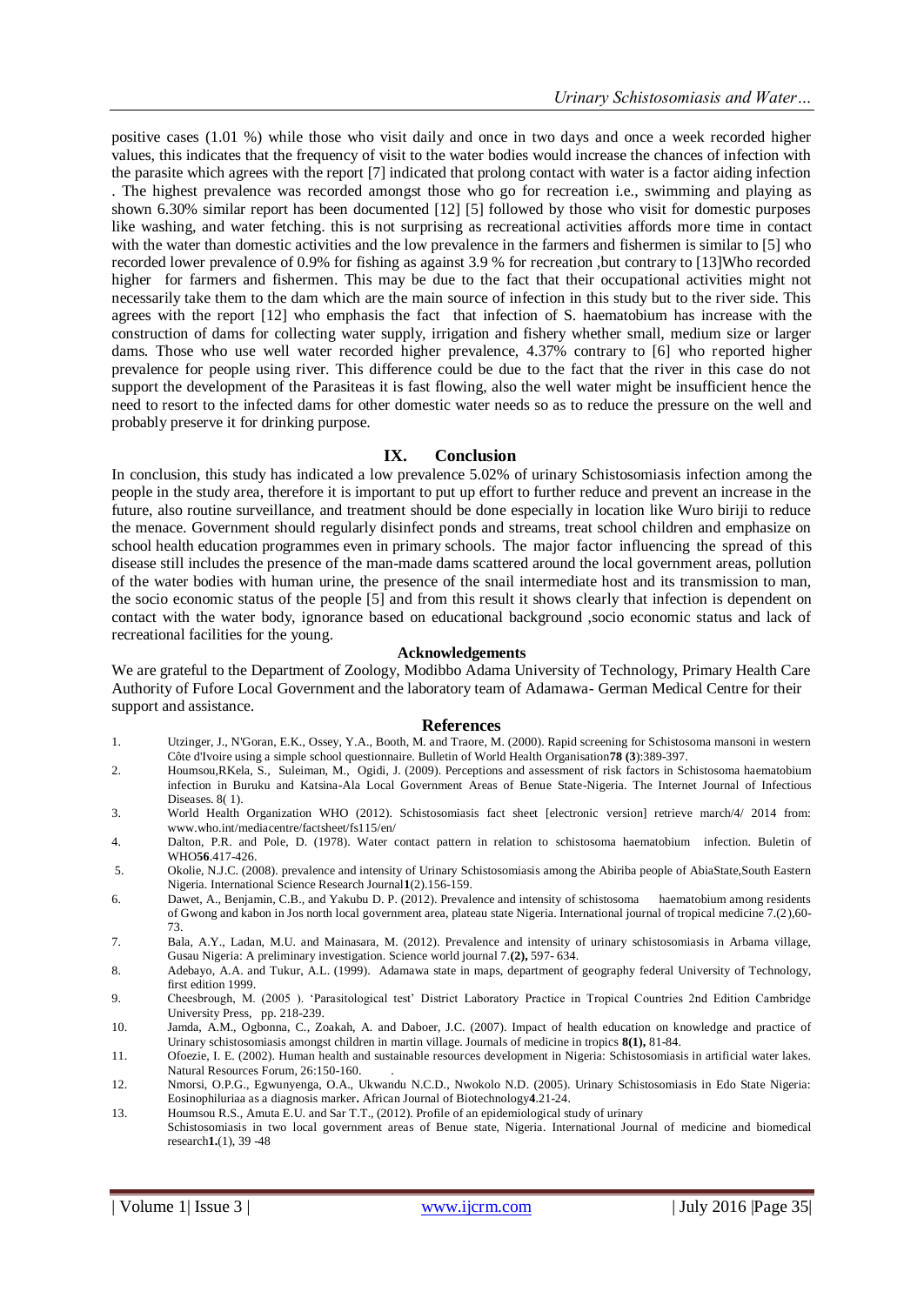positive cases (1.01 %) while those who visit daily and once in two days and once a week recorded higher values, this indicates that the frequency of visit to the water bodies would increase the chances of infection with the parasite which agrees with the report [7] indicated that prolong contact with water is a factor aiding infection . The highest prevalence was recorded amongst those who go for recreation i.e., swimming and playing as shown 6.30% similar report has been documented [12] [5] followed by those who visit for domestic purposes like washing, and water fetching. this is not surprising as recreational activities affords more time in contact with the water than domestic activities and the low prevalence in the farmers and fishermen is similar to [5] who recorded lower prevalence of 0.9% for fishing as against 3.9 % for recreation ,but contrary to [13]Who recorded higher for farmers and fishermen. This may be due to the fact that their occupational activities might not necessarily take them to the dam which are the main source of infection in this study but to the river side. This agrees with the report [12] who emphasis the fact that infection of S. haematobium has increase with the construction of dams for collecting water supply, irrigation and fishery whether small, medium size or larger dams. Those who use well water recorded higher prevalence, 4.37% contrary to [6] who reported higher prevalence for people using river. This difference could be due to the fact that the river in this case do not support the development of the Parasiteas it is fast flowing, also the well water might be insufficient hence the need to resort to the infected dams for other domestic water needs so as to reduce the pressure on the well and probably preserve it for drinking purpose.

## IX. Conclusion

In conclusion, this study has indicated a low prevalence 5.02% of urinary Schistosomiasis infection among the people in the study area, therefore it is important to put up effort to further reduce and prevent an increase in the future, also routine surveillance, and treatment should be done especially in location like Wuro biriji to reduce the menace. Government should regularly disinfect ponds and streams, treat school children and emphasize on school health education programmes even in primary schools. The major factor influencing the spread of this disease still includes the presence of the man-made dams scattered around the local government areas, pollution of the water bodies with human urine, the presence of the snail intermediate host and its transmission to man, the socio economic status of the people [5] and from this result it shows clearly that infection is dependent on contact with the water body, ignorance based on educational background ,socio economic status and lack of recreational facilities for the young.

### Acknowledgements

We are grateful to the Department of Zoology, Modibbo Adama University of Technology, Primary Health Care Authority of Fufore Local Government and the laboratory team of Adamawa- German Medical Centre for their support and assistance.

## References

1. Utzinger, J., N'Goran, E.K., Ossey, Y.A., Booth, M. and Traore, M. (2000). Rapid screening for Schistosoma mansoni in western Côte d'Ivoire using a simple school questionnaire. Bulletin of World Health Organisation**78 (3**):389-397.
2. Houmsou,RKela, S., Suleiman, M., Ogidi, J. (2009). Perceptions and assessment of risk factors in Schistosoma haematobium infection in Buruku and Katsina-Ala Local Government Areas of Benue State-Nigeria. The Internet Journal of Infectious Diseases. 8( 1).
3. World Health Organization WHO (2012). Schistosomiasis fact sheet [electronic version] retrieve march/4/ 2014 from: www.who.int/mediacentre/factsheet/fs115/en/
4. Dalton, P.R. and Pole, D. (1978). Water contact pattern in relation to schistosoma haematobium infection. Buletin of WHO**56**.417-426.
5. Okolie, N.J.C. (2008). prevalence and intensity of Urinary Schistosomiasis among the Abiriba people of AbiaState,South Eastern Nigeria. International Science Research Journal**1**(2).156-159.
6. Dawet, A., Benjamin, C.B., and Yakubu D. P. (2012). Prevalence and intensity of schistosoma haematobium among residents of Gwong and kabon in Jos north local government area, plateau state Nigeria. International journal of tropical medicine 7.(2),60-73.
7. Bala, A.Y., Ladan, M.U. and Mainasara, M. (2012). Prevalence and intensity of urinary schistosomiasis in Arbama village, Gusau Nigeria: A preliminary investigation. Science world journal 7.**(2),** 597- 634.
8. Adebayo, A.A. and Tukur, A.L. (1999). Adamawa state in maps, department of geography federal University of Technology, first edition 1999.
9. Cheesbrough, M. (2005 ). 'Parasitological test' District Laboratory Practice in Tropical Countries 2nd Edition Cambridge University Press, pp. 218-239.
10. Jamda, A.M., Ogbonna, C., Zoakah, A. and Daboer, J.C. (2007). Impact of health education on knowledge and practice of Urinary schistosomiasis amongst children in martin village. Journals of medicine in tropics **8(1),** 81-84.
11. Ofoezie, I. E. (2002). Human health and sustainable resources development in Nigeria: Schistosomiasis in artificial water lakes. Natural Resources Forum, 26:150-160.
12. Nmorsi, O.P.G., Egwunyenga, O.A., Ukwandu N.C.D., Nwokolo N.D. (2005). Urinary Schistosomiasis in Edo State Nigeria: Eosinophiluriaa as a diagnosis marker**.** African Journal of Biotechnology**4**.21-24.
13. Houmsou R.S., Amuta E.U. and Sar T.T., (2012). Profile of an epidemiological study of urinary Schistosomiasis in two local government areas of Benue state, Nigeria. International Journal of medicine and biomedical research**1.**(1), 39 -48